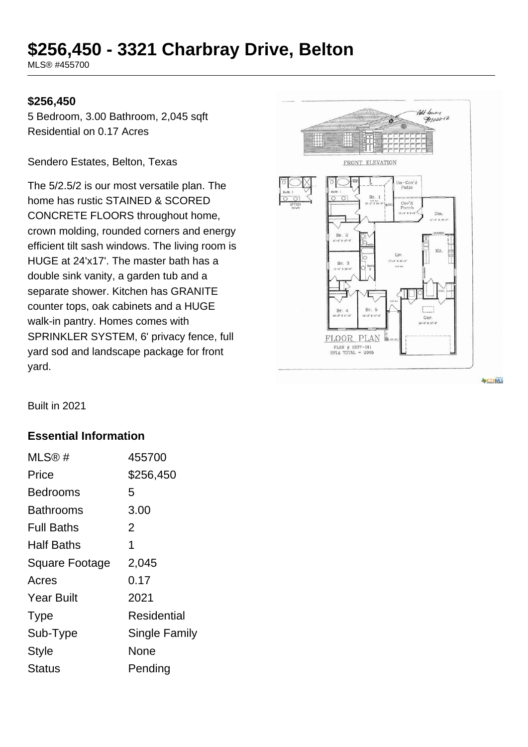# $256,450 - 3321 Charbray Drive, Belton

MLS® #455700

**$256,450**

5 Bedroom, 3.00 Bathroom, 2,045 sqft

Residential on 0.17 Acres

Sendero Estates, Belton, Texas

The 5/2.5/2 is our most versatile plan. The home has rustic STAINED & SCORED CONCRETE FLOORS throughout home, crown molding, rounded corners and energy efficient tilt sash windows. The living room is HUGE at 24'x17'. The master bath has a double sink vanity, a garden tub and a separate shower. Kitchen has GRANITE counter tops, oak cabinets and a HUGE walk-in pantry. Homes comes with SPRINKLER SYSTEM, 6' privacy fence, full yard sod and landscape package for front yard.

Built in 2021

## Essential Information

| | |
|---|---|
| MLS® # | 455700 |
| Price | $256,450 |
| Bedrooms | 5 |
| Bathrooms | 3.00 |
| Full Baths | 2 |
| Half Baths | 1 |
| Square Footage | 2,045 |
| Acres | 0.17 |
| Year Built | 2021 |
| Type | Residential |
| Sub-Type | Single Family |
| Style | None |
| Status | Pending |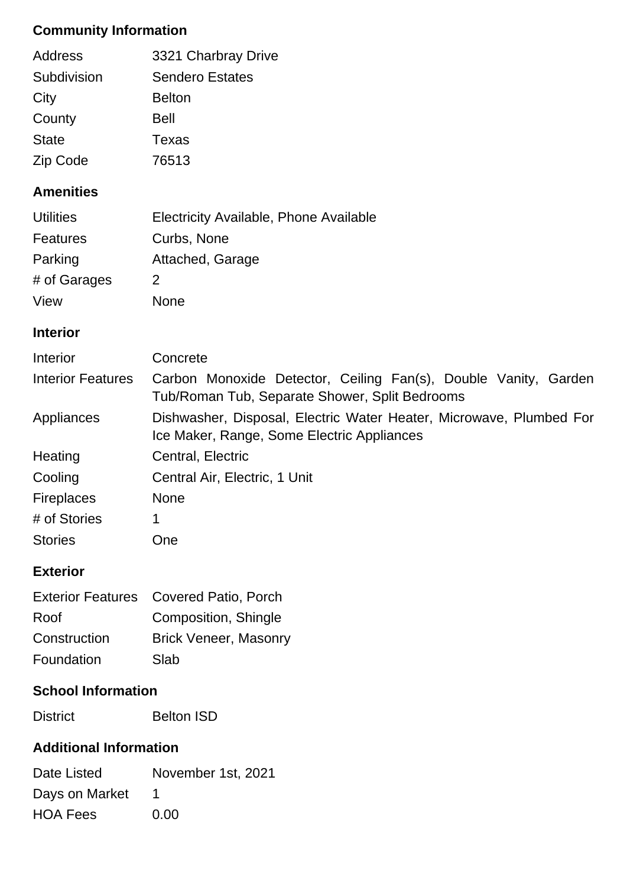## Community Information

| | |
|---|---|
| Address | 3321 Charbray Drive |
| Subdivision | Sendero Estates |
| City | Belton |
| County | Bell |
| State | Texas |
| Zip Code | 76513 |

## Amenities

| | |
|---|---|
| Utilities | Electricity Available, Phone Available |
| Features | Curbs, None |
| Parking | Attached, Garage |
| # of Garages | 2 |
| View | None |

## Interior

| | |
|---|---|
| Interior | Concrete |
| Interior Features | Carbon Monoxide Detector, Ceiling Fan(s), Double Vanity, Garden Tub/Roman Tub, Separate Shower, Split Bedrooms |
| Appliances | Dishwasher, Disposal, Electric Water Heater, Microwave, Plumbed For Ice Maker, Range, Some Electric Appliances |
| Heating | Central, Electric |
| Cooling | Central Air, Electric, 1 Unit |
| Fireplaces | None |
| # of Stories | 1 |
| Stories | One |

## Exterior

| | |
|---|---|
| Exterior Features | Covered Patio, Porch |
| Roof | Composition, Shingle |
| Construction | Brick Veneer, Masonry |
| Foundation | Slab |

## School Information

| | |
|---|---|
| District | Belton ISD |

## Additional Information

| | |
|---|---|
| Date Listed | November 1st, 2021 |
| Days on Market | 1 |
| HOA Fees | 0.00 |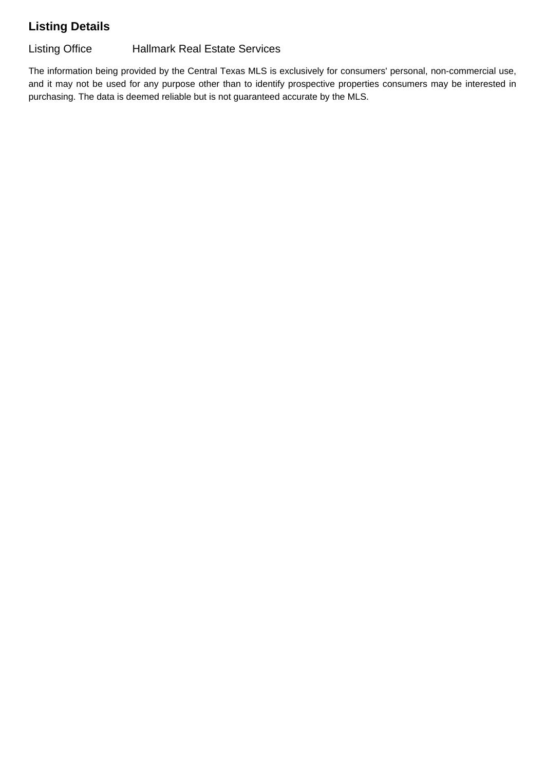## Listing Details

Listing Office Hallmark Real Estate Services

The information being provided by the Central Texas MLS is exclusively for consumers' personal, non-commercial use, and it may not be used for any purpose other than to identify prospective properties consumers may be interested in purchasing. The data is deemed reliable but is not guaranteed accurate by the MLS.